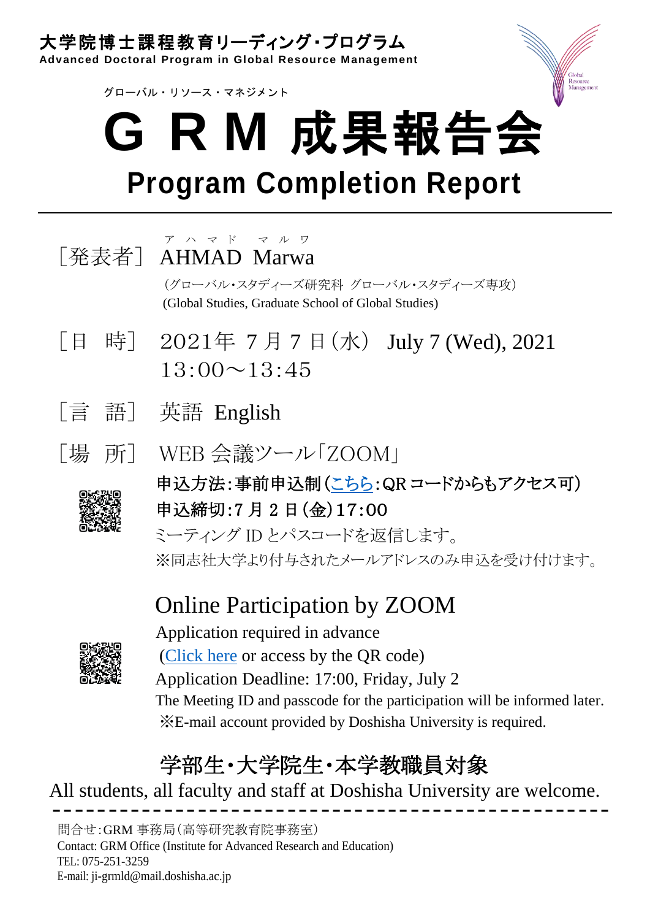大学院博士課程教育リーディング・プログラム
**Advanced Doctoral Program in Global Resource Management**

グローバル・リソース・マネジメント

# ＧＲＭ 成果報告会
# Program Completion Report

［発表者］ AHMAD Marwa（アハマド マルワ）

（グローバル・スタディーズ研究科 グローバル・スタディーズ専攻）
(Global Studies, Graduate School of Global Studies)

［日 時］ 2021年 7月 7日（水） July 7 (Wed), 2021
13:00～13:45

［言 語］ 英語 English

［場 所］ WEB 会議ツール「ZOOM」

**申込方法：事前申込制（こちら：QR コードからもアクセス可）**
**申込締切：7 月 2 日（金）17:00**
ミーティング ID とパスコードを返信します。
※同志社大学より付与されたメールアドレスのみ申込を受け付けます。

## Online Participation by ZOOM

Application required in advance
(Click here or access by the QR code)
Application Deadline: 17:00, Friday, July 2
The Meeting ID and passcode for the participation will be informed later.
※E-mail account provided by Doshisha University is required.

## 学部生・大学院生・本学教職員対象

All students, all faculty and staff at Doshisha University are welcome.

---

問合せ：GRM 事務局（高等研究教育院事務室）
Contact: GRM Office (Institute for Advanced Research and Education)
TEL: 075-251-3259
E-mail: ji-grmld@mail.doshisha.ac.jp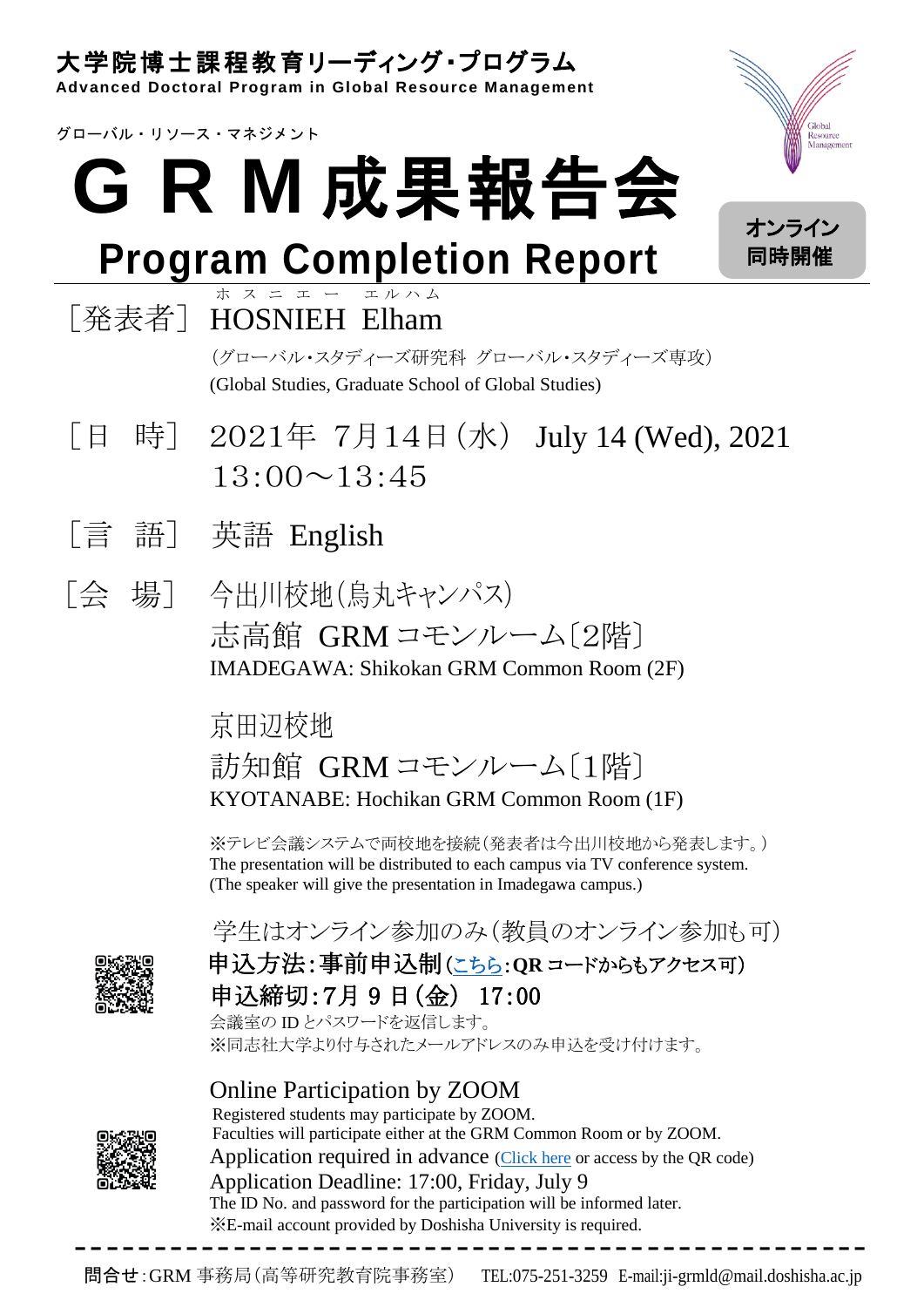大学院博士課程教育リーディング・プログラム
**Advanced Doctoral Program in Global Resource Management**

グローバル・リソース・マネジメント

# ＧＲＭ成果報告会
# Program Completion Report

**オンライン同時開催**

［発表者］ HOSNIEH Elham（ホスニエー エルハム）

（グローバル・スタディーズ研究科 グローバル・スタディーズ専攻）
(Global Studies, Graduate School of Global Studies)

［日　時］ 2021年 7月14日（水） July 14 (Wed), 2021
13:00～13:45

［言　語］ 英語 English

［会　場］ 今出川校地（烏丸キャンパス）
志高館 GRMコモンルーム〔2階〕
IMADEGAWA: Shikokan GRM Common Room (2F)

京田辺校地
訪知館 GRMコモンルーム〔1階〕
KYOTANABE: Hochikan GRM Common Room (1F)

※テレビ会議システムで両校地を接続（発表者は今出川校地から発表します。）
The presentation will be distributed to each campus via TV conference system.
(The speaker will give the presentation in Imadegawa campus.)

学生はオンライン参加のみ（教員のオンライン参加も可）
**申込方法：事前申込制**（こちら：**QRコードからもアクセス可**）
**申込締切：7月 9 日（金） 17:00**
会議室のIDとパスワードを返信します。
※同志社大学より付与されたメールアドレスのみ申込を受け付けます。

Online Participation by ZOOM
Registered students may participate by ZOOM.
Faculties will participate either at the GRM Common Room or by ZOOM.
Application required in advance (Click here or access by the QR code)
Application Deadline: 17:00, Friday, July 9
The ID No. and password for the participation will be informed later.
※E-mail account provided by Doshisha University is required.

**問合せ**：GRM事務局（高等研究教育院事務室） TEL:075-251-3259 E-mail:ji-grmld@mail.doshisha.ac.jp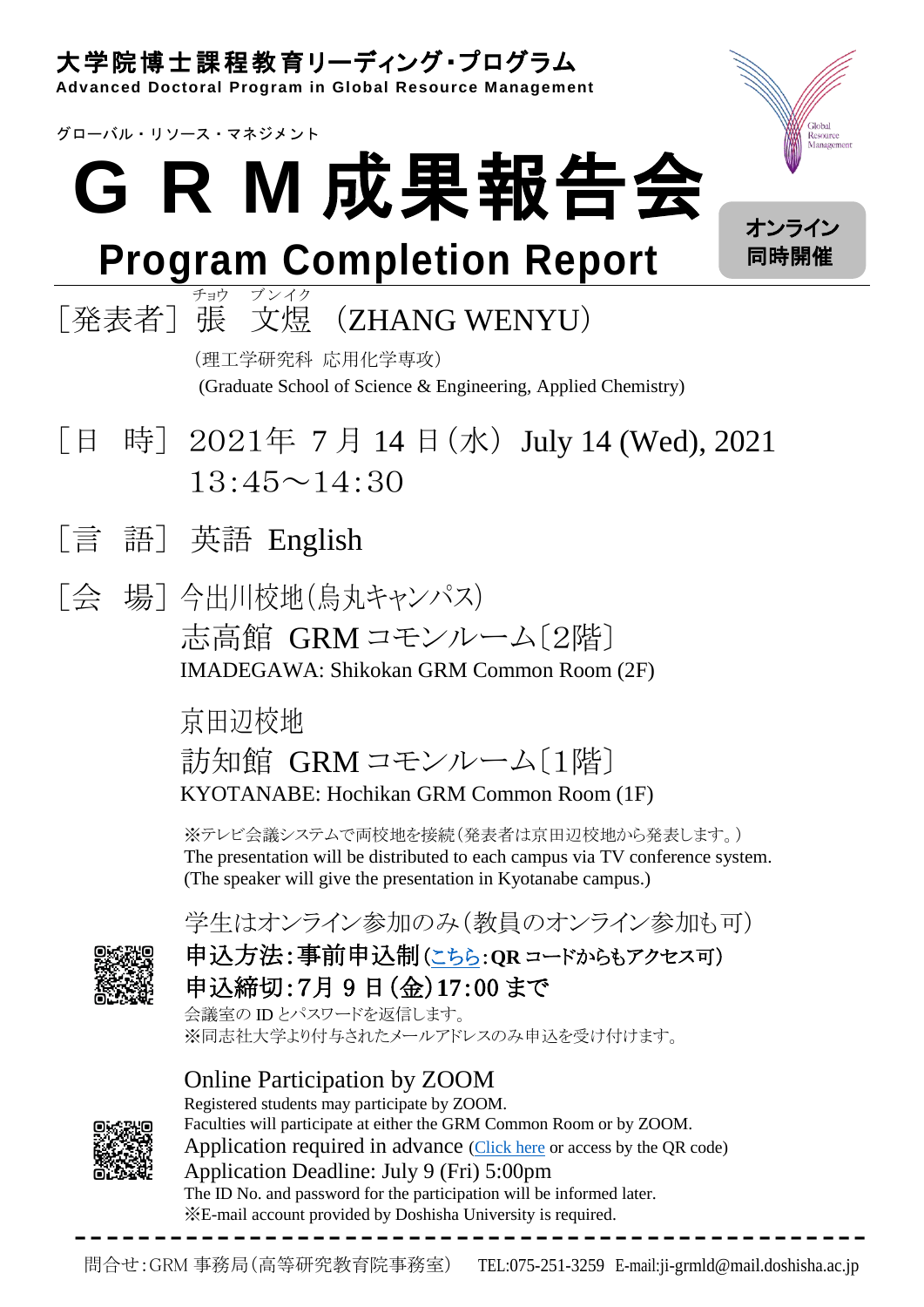**大学院博士課程教育リーディング・プログラム**
**Advanced Doctoral Program in Global Resource Management**

グローバル・リソース・マネジメント

# ＧＲＭ成果報告会
## Program Completion Report

オンライン同時開催

［発表者］張　文煜（チョウ　ブンイク）（ZHANG WENYU）
（理工学研究科　応用化学専攻）
(Graduate School of Science & Engineering, Applied Chemistry)

［日　時］2021年 7 月 14 日（水） July 14 (Wed), 2021
13:45～14:30

［言　語］英語 English

［会　場］今出川校地(烏丸キャンパス)
志高館 GRM コモンルーム〔2階〕
IMADEGAWA: Shikokan GRM Common Room (2F)

京田辺校地
訪知館 GRM コモンルーム〔1階〕
KYOTANABE: Hochikan GRM Common Room (1F)

※テレビ会議システムで両校地を接続(発表者は京田辺校地から発表します。)
The presentation will be distributed to each campus via TV conference system.
(The speaker will give the presentation in Kyotanabe campus.)

学生はオンライン参加のみ(教員のオンライン参加も可)
**申込方法:事前申込制**(こちら:**QR** コードからもアクセス可)
**申込締切:7月 9 日(金)17:00 まで**
会議室の ID とパスワードを返信します。
※同志社大学より付与されたメールアドレスのみ申込を受け付けます。

Online Participation by ZOOM
Registered students may participate by ZOOM.
Faculties will participate at either the GRM Common Room or by ZOOM.
Application required in advance (Click here or access by the QR code)
Application Deadline: July 9 (Fri) 5:00pm
The ID No. and password for the participation will be informed later.
※E-mail account provided by Doshisha University is required.

問合せ:GRM 事務局(高等研究教育院事務室)　TEL:075-251-3259　E-mail:ji-grmld@mail.doshisha.ac.jp